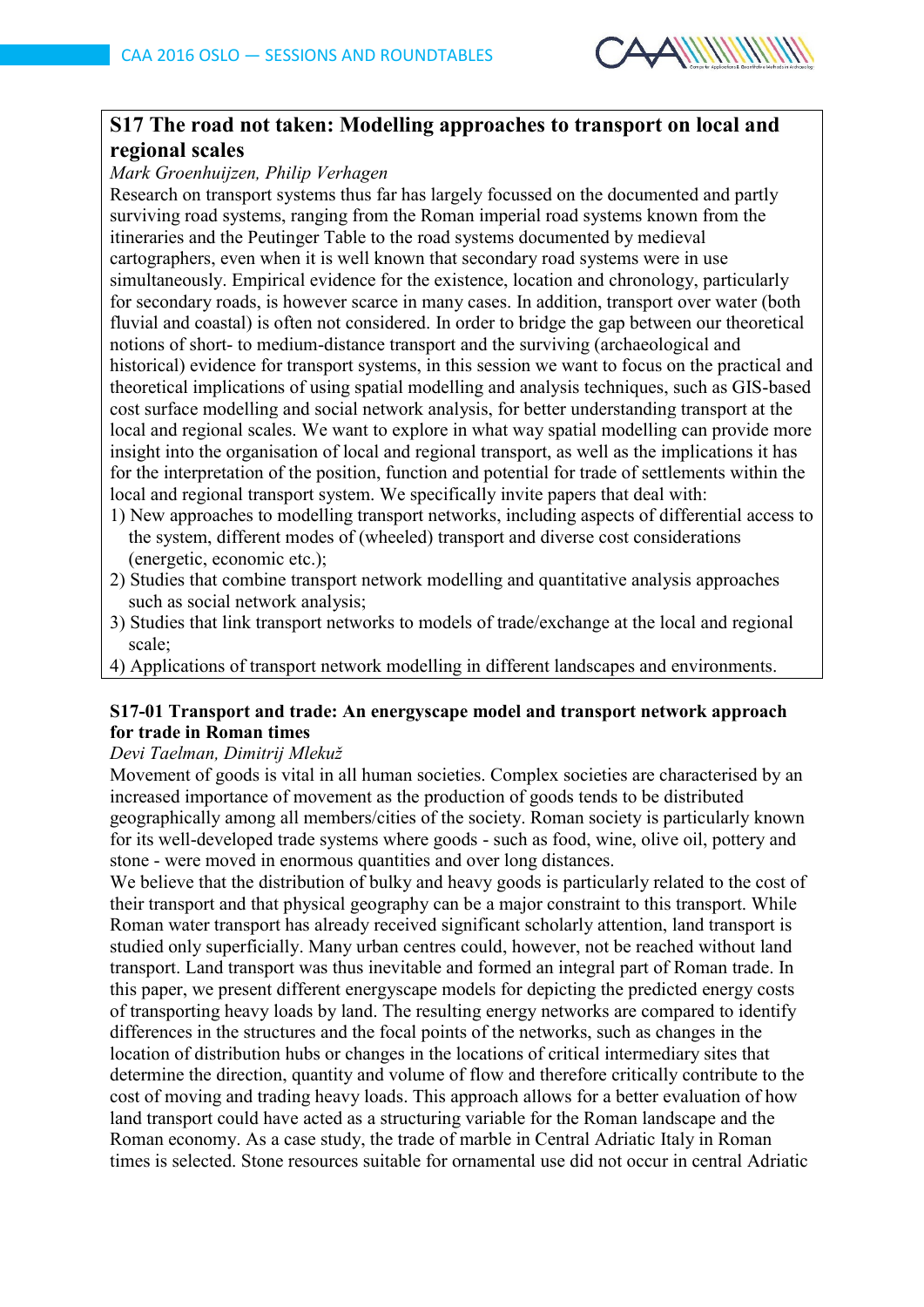## S17 The road not taken: Modelling approaches to transport on local and regional scales

*Mark Groenhuijzen, Philip Verhagen*

Research on transport systems thus far has largely focussed on the documented and partly surviving road systems, ranging from the Roman imperial road systems known from the itineraries and the Peutinger Table to the road systems documented by medieval cartographers, even when it is well known that secondary road systems were in use simultaneously. Empirical evidence for the existence, location and chronology, particularly for secondary roads, is however scarce in many cases. In addition, transport over water (both fluvial and coastal) is often not considered. In order to bridge the gap between our theoretical notions of short- to medium-distance transport and the surviving (archaeological and historical) evidence for transport systems, in this session we want to focus on the practical and theoretical implications of using spatial modelling and analysis techniques, such as GIS-based cost surface modelling and social network analysis, for better understanding transport at the local and regional scales. We want to explore in what way spatial modelling can provide more insight into the organisation of local and regional transport, as well as the implications it has for the interpretation of the position, function and potential for trade of settlements within the local and regional transport system. We specifically invite papers that deal with:

1) New approaches to modelling transport networks, including aspects of differential access to the system, different modes of (wheeled) transport and diverse cost considerations (energetic, economic etc.);
2) Studies that combine transport network modelling and quantitative analysis approaches such as social network analysis;
3) Studies that link transport networks to models of trade/exchange at the local and regional scale;
4) Applications of transport network modelling in different landscapes and environments.

### S17-01 Transport and trade: An energyscape model and transport network approach for trade in Roman times

*Devi Taelman, Dimitrij Mlekuž*

Movement of goods is vital in all human societies. Complex societies are characterised by an increased importance of movement as the production of goods tends to be distributed geographically among all members/cities of the society. Roman society is particularly known for its well-developed trade systems where goods - such as food, wine, olive oil, pottery and stone - were moved in enormous quantities and over long distances.

We believe that the distribution of bulky and heavy goods is particularly related to the cost of their transport and that physical geography can be a major constraint to this transport. While Roman water transport has already received significant scholarly attention, land transport is studied only superficially. Many urban centres could, however, not be reached without land transport. Land transport was thus inevitable and formed an integral part of Roman trade. In this paper, we present different energyscape models for depicting the predicted energy costs of transporting heavy loads by land. The resulting energy networks are compared to identify differences in the structures and the focal points of the networks, such as changes in the location of distribution hubs or changes in the locations of critical intermediary sites that determine the direction, quantity and volume of flow and therefore critically contribute to the cost of moving and trading heavy loads. This approach allows for a better evaluation of how land transport could have acted as a structuring variable for the Roman landscape and the Roman economy. As a case study, the trade of marble in Central Adriatic Italy in Roman times is selected. Stone resources suitable for ornamental use did not occur in central Adriatic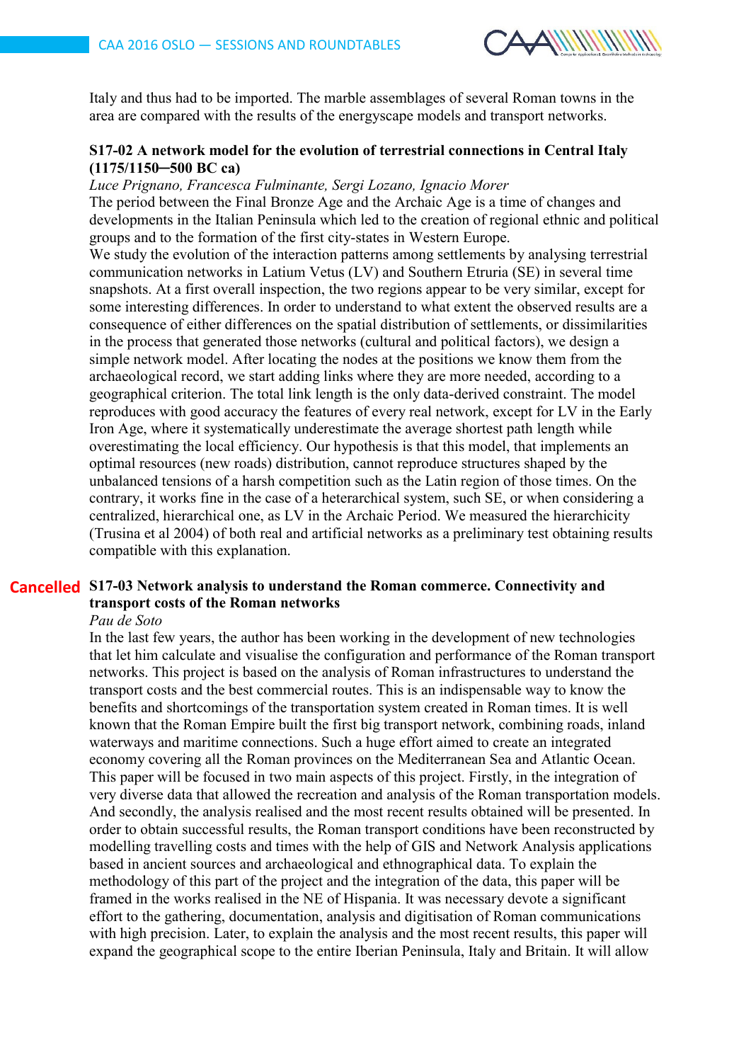Italy and thus had to be imported. The marble assemblages of several Roman towns in the area are compared with the results of the energyscape models and transport networks.

### S17-02 A network model for the evolution of terrestrial connections in Central Italy (1175/1150─500 BC ca)

*Luce Prignano, Francesca Fulminante, Sergi Lozano, Ignacio Morer*

The period between the Final Bronze Age and the Archaic Age is a time of changes and developments in the Italian Peninsula which led to the creation of regional ethnic and political groups and to the formation of the first city-states in Western Europe.

We study the evolution of the interaction patterns among settlements by analysing terrestrial communication networks in Latium Vetus (LV) and Southern Etruria (SE) in several time snapshots. At a first overall inspection, the two regions appear to be very similar, except for some interesting differences. In order to understand to what extent the observed results are a consequence of either differences on the spatial distribution of settlements, or dissimilarities in the process that generated those networks (cultural and political factors), we design a simple network model. After locating the nodes at the positions we know them from the archaeological record, we start adding links where they are more needed, according to a geographical criterion. The total link length is the only data-derived constraint. The model reproduces with good accuracy the features of every real network, except for LV in the Early Iron Age, where it systematically underestimate the average shortest path length while overestimating the local efficiency. Our hypothesis is that this model, that implements an optimal resources (new roads) distribution, cannot reproduce structures shaped by the unbalanced tensions of a harsh competition such as the Latin region of those times. On the contrary, it works fine in the case of a heterarchical system, such SE, or when considering a centralized, hierarchical one, as LV in the Archaic Period. We measured the hierarchicity (Trusina et al 2004) of both real and artificial networks as a preliminary test obtaining results compatible with this explanation.

### Cancelled S17-03 Network analysis to understand the Roman commerce. Connectivity and transport costs of the Roman networks

*Pau de Soto*

In the last few years, the author has been working in the development of new technologies that let him calculate and visualise the configuration and performance of the Roman transport networks. This project is based on the analysis of Roman infrastructures to understand the transport costs and the best commercial routes. This is an indispensable way to know the benefits and shortcomings of the transportation system created in Roman times. It is well known that the Roman Empire built the first big transport network, combining roads, inland waterways and maritime connections. Such a huge effort aimed to create an integrated economy covering all the Roman provinces on the Mediterranean Sea and Atlantic Ocean. This paper will be focused in two main aspects of this project. Firstly, in the integration of very diverse data that allowed the recreation and analysis of the Roman transportation models. And secondly, the analysis realised and the most recent results obtained will be presented. In order to obtain successful results, the Roman transport conditions have been reconstructed by modelling travelling costs and times with the help of GIS and Network Analysis applications based in ancient sources and archaeological and ethnographical data. To explain the methodology of this part of the project and the integration of the data, this paper will be framed in the works realised in the NE of Hispania. It was necessary devote a significant effort to the gathering, documentation, analysis and digitisation of Roman communications with high precision. Later, to explain the analysis and the most recent results, this paper will expand the geographical scope to the entire Iberian Peninsula, Italy and Britain. It will allow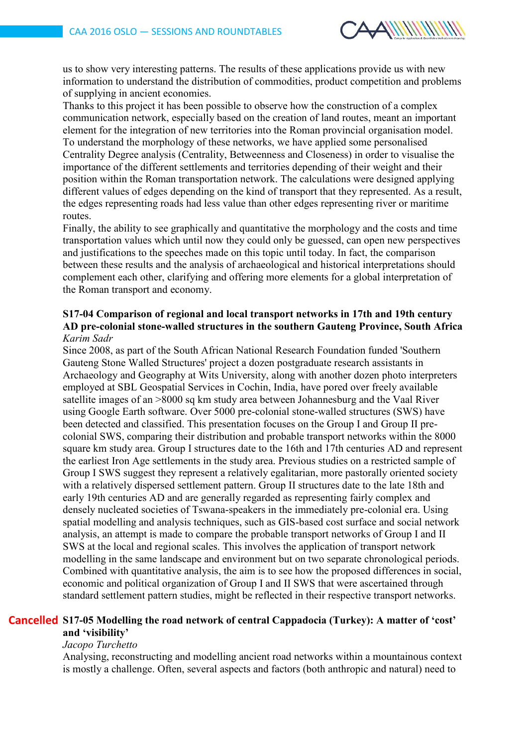us to show very interesting patterns. The results of these applications provide us with new information to understand the distribution of commodities, product competition and problems of supplying in ancient economies.

Thanks to this project it has been possible to observe how the construction of a complex communication network, especially based on the creation of land routes, meant an important element for the integration of new territories into the Roman provincial organisation model. To understand the morphology of these networks, we have applied some personalised Centrality Degree analysis (Centrality, Betweenness and Closeness) in order to visualise the importance of the different settlements and territories depending of their weight and their position within the Roman transportation network. The calculations were designed applying different values of edges depending on the kind of transport that they represented. As a result, the edges representing roads had less value than other edges representing river or maritime routes.

Finally, the ability to see graphically and quantitative the morphology and the costs and time transportation values which until now they could only be guessed, can open new perspectives and justifications to the speeches made on this topic until today. In fact, the comparison between these results and the analysis of archaeological and historical interpretations should complement each other, clarifying and offering more elements for a global interpretation of the Roman transport and economy.

### S17-04 Comparison of regional and local transport networks in 17th and 19th century AD pre-colonial stone-walled structures in the southern Gauteng Province, South Africa

*Karim Sadr*

Since 2008, as part of the South African National Research Foundation funded 'Southern Gauteng Stone Walled Structures' project a dozen postgraduate research assistants in Archaeology and Geography at Wits University, along with another dozen photo interpreters employed at SBL Geospatial Services in Cochin, India, have pored over freely available satellite images of an >8000 sq km study area between Johannesburg and the Vaal River using Google Earth software. Over 5000 pre-colonial stone-walled structures (SWS) have been detected and classified. This presentation focuses on the Group I and Group II pre-colonial SWS, comparing their distribution and probable transport networks within the 8000 square km study area. Group I structures date to the 16th and 17th centuries AD and represent the earliest Iron Age settlements in the study area. Previous studies on a restricted sample of Group I SWS suggest they represent a relatively egalitarian, more pastorally oriented society with a relatively dispersed settlement pattern. Group II structures date to the late 18th and early 19th centuries AD and are generally regarded as representing fairly complex and densely nucleated societies of Tswana-speakers in the immediately pre-colonial era. Using spatial modelling and analysis techniques, such as GIS-based cost surface and social network analysis, an attempt is made to compare the probable transport networks of Group I and II SWS at the local and regional scales. This involves the application of transport network modelling in the same landscape and environment but on two separate chronological periods. Combined with quantitative analysis, the aim is to see how the proposed differences in social, economic and political organization of Group I and II SWS that were ascertained through standard settlement pattern studies, might be reflected in their respective transport networks.

### Cancelled S17-05 Modelling the road network of central Cappadocia (Turkey): A matter of 'cost' and 'visibility'

*Jacopo Turchetto*

Analysing, reconstructing and modelling ancient road networks within a mountainous context is mostly a challenge. Often, several aspects and factors (both anthropic and natural) need to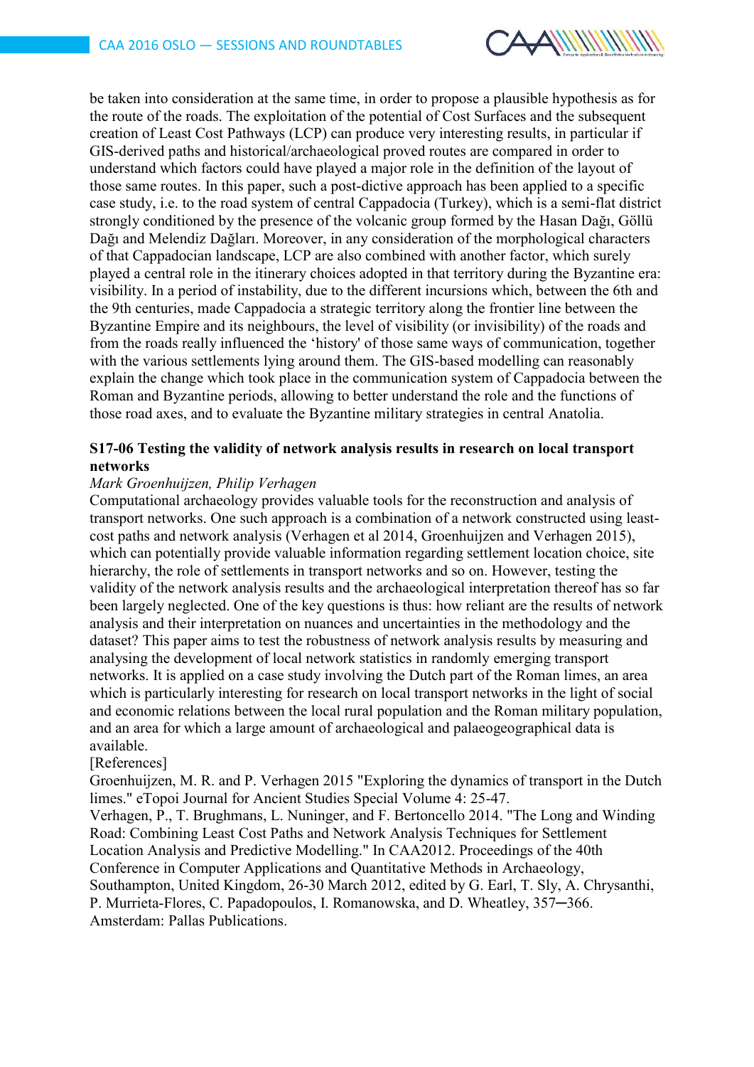be taken into consideration at the same time, in order to propose a plausible hypothesis as for the route of the roads. The exploitation of the potential of Cost Surfaces and the subsequent creation of Least Cost Pathways (LCP) can produce very interesting results, in particular if GIS-derived paths and historical/archaeological proved routes are compared in order to understand which factors could have played a major role in the definition of the layout of those same routes. In this paper, such a post-dictive approach has been applied to a specific case study, i.e. to the road system of central Cappadocia (Turkey), which is a semi-flat district strongly conditioned by the presence of the volcanic group formed by the Hasan Dağı, Göllü Dağı and Melendiz Dağları. Moreover, in any consideration of the morphological characters of that Cappadocian landscape, LCP are also combined with another factor, which surely played a central role in the itinerary choices adopted in that territory during the Byzantine era: visibility. In a period of instability, due to the different incursions which, between the 6th and the 9th centuries, made Cappadocia a strategic territory along the frontier line between the Byzantine Empire and its neighbours, the level of visibility (or invisibility) of the roads and from the roads really influenced the 'history' of those same ways of communication, together with the various settlements lying around them. The GIS-based modelling can reasonably explain the change which took place in the communication system of Cappadocia between the Roman and Byzantine periods, allowing to better understand the role and the functions of those road axes, and to evaluate the Byzantine military strategies in central Anatolia.

### S17-06 Testing the validity of network analysis results in research on local transport networks

*Mark Groenhuijzen, Philip Verhagen*

Computational archaeology provides valuable tools for the reconstruction and analysis of transport networks. One such approach is a combination of a network constructed using least-cost paths and network analysis (Verhagen et al 2014, Groenhuijzen and Verhagen 2015), which can potentially provide valuable information regarding settlement location choice, site hierarchy, the role of settlements in transport networks and so on. However, testing the validity of the network analysis results and the archaeological interpretation thereof has so far been largely neglected. One of the key questions is thus: how reliant are the results of network analysis and their interpretation on nuances and uncertainties in the methodology and the dataset? This paper aims to test the robustness of network analysis results by measuring and analysing the development of local network statistics in randomly emerging transport networks. It is applied on a case study involving the Dutch part of the Roman limes, an area which is particularly interesting for research on local transport networks in the light of social and economic relations between the local rural population and the Roman military population, and an area for which a large amount of archaeological and palaeogeographical data is available.

[References]

Groenhuijzen, M. R. and P. Verhagen 2015 "Exploring the dynamics of transport in the Dutch limes." eTopoi Journal for Ancient Studies Special Volume 4: 25-47.

Verhagen, P., T. Brughmans, L. Nuninger, and F. Bertoncello 2014. "The Long and Winding Road: Combining Least Cost Paths and Network Analysis Techniques for Settlement Location Analysis and Predictive Modelling." In CAA2012. Proceedings of the 40th Conference in Computer Applications and Quantitative Methods in Archaeology, Southampton, United Kingdom, 26-30 March 2012, edited by G. Earl, T. Sly, A. Chrysanthi, P. Murrieta-Flores, C. Papadopoulos, I. Romanowska, and D. Wheatley, 357─366. Amsterdam: Pallas Publications.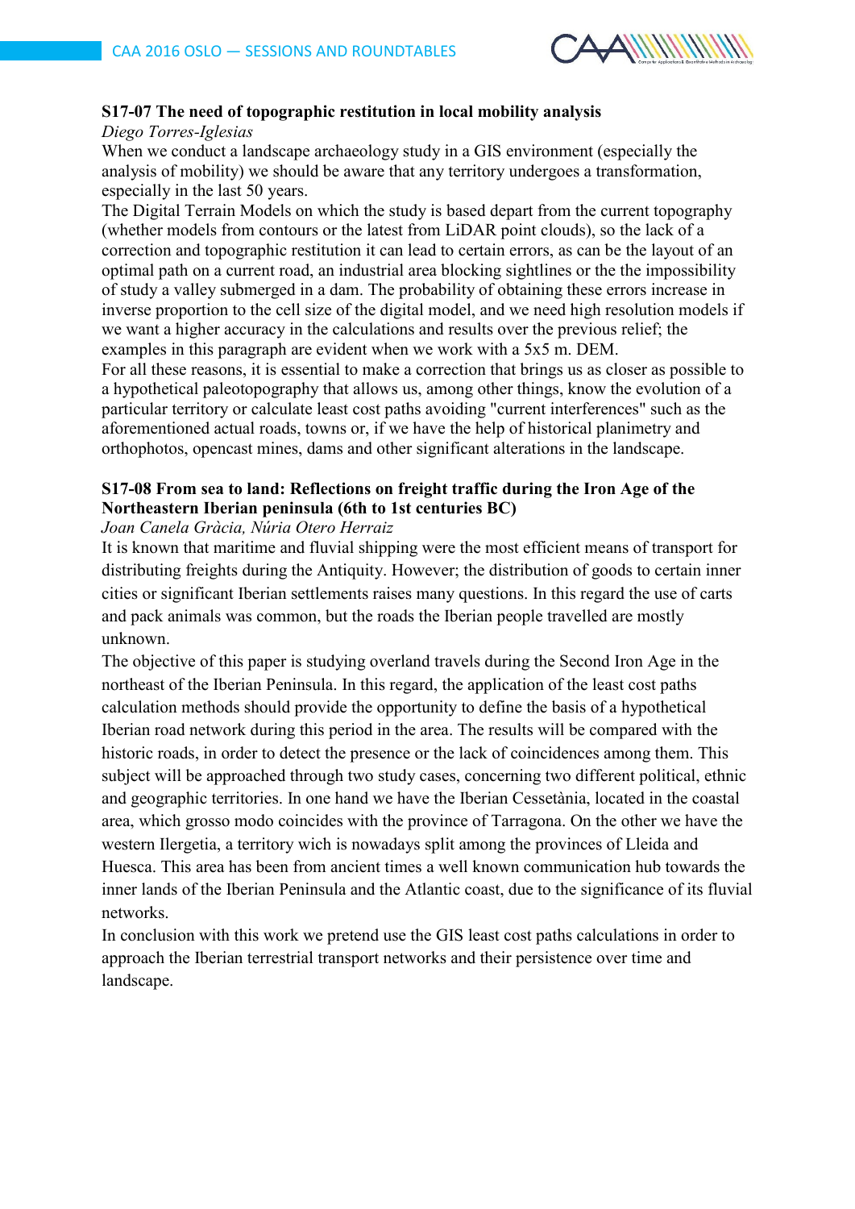### S17-07 The need of topographic restitution in local mobility analysis

*Diego Torres-Iglesias*

When we conduct a landscape archaeology study in a GIS environment (especially the analysis of mobility) we should be aware that any territory undergoes a transformation, especially in the last 50 years.

The Digital Terrain Models on which the study is based depart from the current topography (whether models from contours or the latest from LiDAR point clouds), so the lack of a correction and topographic restitution it can lead to certain errors, as can be the layout of an optimal path on a current road, an industrial area blocking sightlines or the the impossibility of study a valley submerged in a dam. The probability of obtaining these errors increase in inverse proportion to the cell size of the digital model, and we need high resolution models if we want a higher accuracy in the calculations and results over the previous relief; the examples in this paragraph are evident when we work with a 5x5 m. DEM.

For all these reasons, it is essential to make a correction that brings us as closer as possible to a hypothetical paleotopography that allows us, among other things, know the evolution of a particular territory or calculate least cost paths avoiding "current interferences" such as the aforementioned actual roads, towns or, if we have the help of historical planimetry and orthophotos, opencast mines, dams and other significant alterations in the landscape.

### S17-08 From sea to land: Reflections on freight traffic during the Iron Age of the Northeastern Iberian peninsula (6th to 1st centuries BC)

*Joan Canela Gràcia, Núria Otero Herraiz*

It is known that maritime and fluvial shipping were the most efficient means of transport for distributing freights during the Antiquity. However; the distribution of goods to certain inner cities or significant Iberian settlements raises many questions. In this regard the use of carts and pack animals was common, but the roads the Iberian people travelled are mostly unknown.

The objective of this paper is studying overland travels during the Second Iron Age in the northeast of the Iberian Peninsula. In this regard, the application of the least cost paths calculation methods should provide the opportunity to define the basis of a hypothetical Iberian road network during this period in the area. The results will be compared with the historic roads, in order to detect the presence or the lack of coincidences among them. This subject will be approached through two study cases, concerning two different political, ethnic and geographic territories. In one hand we have the Iberian Cessetània, located in the coastal area, which grosso modo coincides with the province of Tarragona. On the other we have the western Ilergetia, a territory wich is nowadays split among the provinces of Lleida and Huesca. This area has been from ancient times a well known communication hub towards the inner lands of the Iberian Peninsula and the Atlantic coast, due to the significance of its fluvial networks.

In conclusion with this work we pretend use the GIS least cost paths calculations in order to approach the Iberian terrestrial transport networks and their persistence over time and landscape.